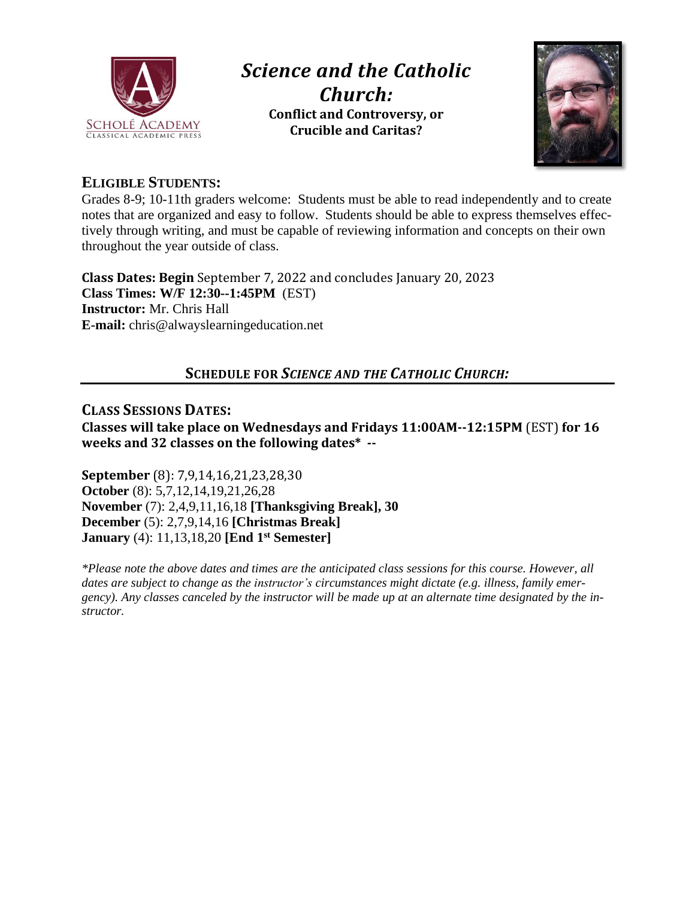# *Science and the Catholic Church:*

**Conflict and Controversy, or Crucible and Caritas?**

## Eligible Students:

Grades 8-9; 10-11th graders welcome: Students must be able to read independently and to create notes that are organized and easy to follow. Students should be able to express themselves effectively through writing, and must be capable of reviewing information and concepts on their own throughout the year outside of class.

**Class Dates: Begin** September 7, 2022 and concludes January 20, 2023
**Class Times: W/F 12:30--1:45PM** (EST)
**Instructor:** Mr. Chris Hall
**E-mail:** chris@alwayslearningeducation.net

## Schedule for *Science and the Catholic Church:*

### Class Sessions Dates:

**Classes will take place on Wednesdays and Fridays 11:00AM--12:15PM** (EST) **for 16 weeks and 32 classes on the following dates\* --**

**September** (8): 7,9,14,16,21,23,28,30
**October** (8): 5,7,12,14,19,21,26,28
**November** (7): 2,4,9,11,16,18 **[Thanksgiving Break], 30**
**December** (5): 2,7,9,14,16 **[Christmas Break]**
**January** (4): 11,13,18,20 **[End 1st Semester]**

*\*Please note the above dates and times are the anticipated class sessions for this course. However, all dates are subject to change as the instructor's circumstances might dictate (e.g. illness, family emergency). Any classes canceled by the instructor will be made up at an alternate time designated by the instructor.*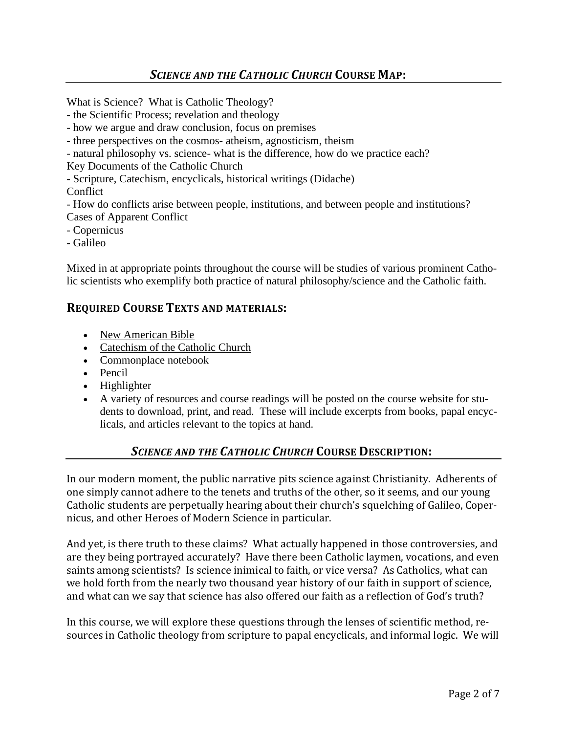## *SCIENCE AND THE CATHOLIC CHURCH* COURSE MAP:

What is Science? What is Catholic Theology?
- the Scientific Process; revelation and theology
- how we argue and draw conclusion, focus on premises
- three perspectives on the cosmos- atheism, agnosticism, theism
- natural philosophy vs. science- what is the difference, how do we practice each?

Key Documents of the Catholic Church
- Scripture, Catechism, encyclicals, historical writings (Didache)

Conflict
- How do conflicts arise between people, institutions, and between people and institutions?

Cases of Apparent Conflict
- Copernicus
- Galileo

Mixed in at appropriate points throughout the course will be studies of various prominent Catholic scientists who exemplify both practice of natural philosophy/science and the Catholic faith.

## REQUIRED COURSE TEXTS AND MATERIALS:

- New American Bible
- Catechism of the Catholic Church
- Commonplace notebook
- Pencil
- Highlighter
- A variety of resources and course readings will be posted on the course website for students to download, print, and read. These will include excerpts from books, papal encyclicals, and articles relevant to the topics at hand.

## *SCIENCE AND THE CATHOLIC CHURCH* COURSE DESCRIPTION:

In our modern moment, the public narrative pits science against Christianity. Adherents of one simply cannot adhere to the tenets and truths of the other, so it seems, and our young Catholic students are perpetually hearing about their church's squelching of Galileo, Copernicus, and other Heroes of Modern Science in particular.

And yet, is there truth to these claims? What actually happened in those controversies, and are they being portrayed accurately? Have there been Catholic laymen, vocations, and even saints among scientists? Is science inimical to faith, or vice versa? As Catholics, what can we hold forth from the nearly two thousand year history of our faith in support of science, and what can we say that science has also offered our faith as a reflection of God's truth?

In this course, we will explore these questions through the lenses of scientific method, resources in Catholic theology from scripture to papal encyclicals, and informal logic. We will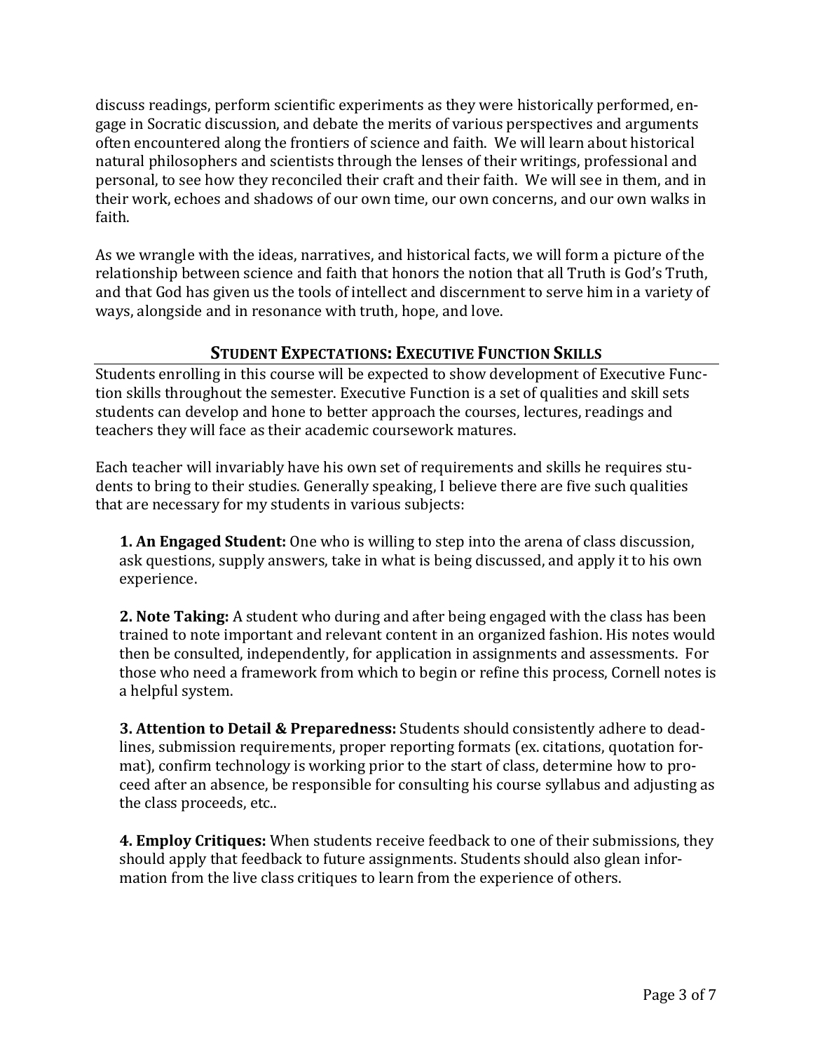discuss readings, perform scientific experiments as they were historically performed, engage in Socratic discussion, and debate the merits of various perspectives and arguments often encountered along the frontiers of science and faith. We will learn about historical natural philosophers and scientists through the lenses of their writings, professional and personal, to see how they reconciled their craft and their faith. We will see in them, and in their work, echoes and shadows of our own time, our own concerns, and our own walks in faith.

As we wrangle with the ideas, narratives, and historical facts, we will form a picture of the relationship between science and faith that honors the notion that all Truth is God's Truth, and that God has given us the tools of intellect and discernment to serve him in a variety of ways, alongside and in resonance with truth, hope, and love.

## STUDENT EXPECTATIONS: EXECUTIVE FUNCTION SKILLS

Students enrolling in this course will be expected to show development of Executive Function skills throughout the semester. Executive Function is a set of qualities and skill sets students can develop and hone to better approach the courses, lectures, readings and teachers they will face as their academic coursework matures.

Each teacher will invariably have his own set of requirements and skills he requires students to bring to their studies. Generally speaking, I believe there are five such qualities that are necessary for my students in various subjects:

**1. An Engaged Student:** One who is willing to step into the arena of class discussion, ask questions, supply answers, take in what is being discussed, and apply it to his own experience.

**2. Note Taking:** A student who during and after being engaged with the class has been trained to note important and relevant content in an organized fashion. His notes would then be consulted, independently, for application in assignments and assessments. For those who need a framework from which to begin or refine this process, Cornell notes is a helpful system.

**3. Attention to Detail & Preparedness:** Students should consistently adhere to deadlines, submission requirements, proper reporting formats (ex. citations, quotation format), confirm technology is working prior to the start of class, determine how to proceed after an absence, be responsible for consulting his course syllabus and adjusting as the class proceeds, etc..

**4. Employ Critiques:** When students receive feedback to one of their submissions, they should apply that feedback to future assignments. Students should also glean information from the live class critiques to learn from the experience of others.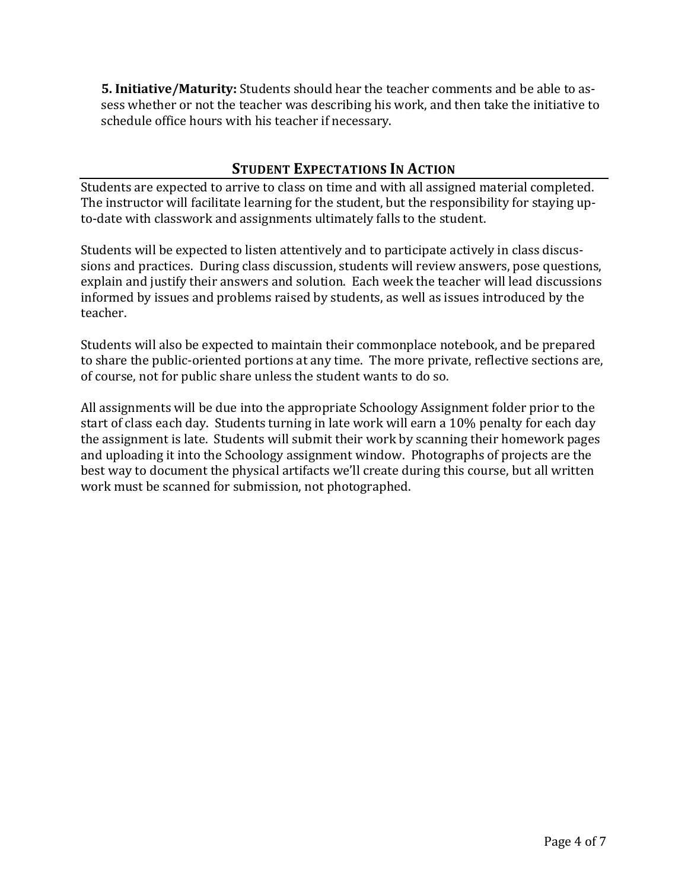**5. Initiative/Maturity:** Students should hear the teacher comments and be able to assess whether or not the teacher was describing his work, and then take the initiative to schedule office hours with his teacher if necessary.

## STUDENT EXPECTATIONS IN ACTION

Students are expected to arrive to class on time and with all assigned material completed. The instructor will facilitate learning for the student, but the responsibility for staying up-to-date with classwork and assignments ultimately falls to the student.

Students will be expected to listen attentively and to participate actively in class discussions and practices. During class discussion, students will review answers, pose questions, explain and justify their answers and solution. Each week the teacher will lead discussions informed by issues and problems raised by students, as well as issues introduced by the teacher.

Students will also be expected to maintain their commonplace notebook, and be prepared to share the public-oriented portions at any time. The more private, reflective sections are, of course, not for public share unless the student wants to do so.

All assignments will be due into the appropriate Schoology Assignment folder prior to the start of class each day. Students turning in late work will earn a 10% penalty for each day the assignment is late. Students will submit their work by scanning their homework pages and uploading it into the Schoology assignment window. Photographs of projects are the best way to document the physical artifacts we'll create during this course, but all written work must be scanned for submission, not photographed.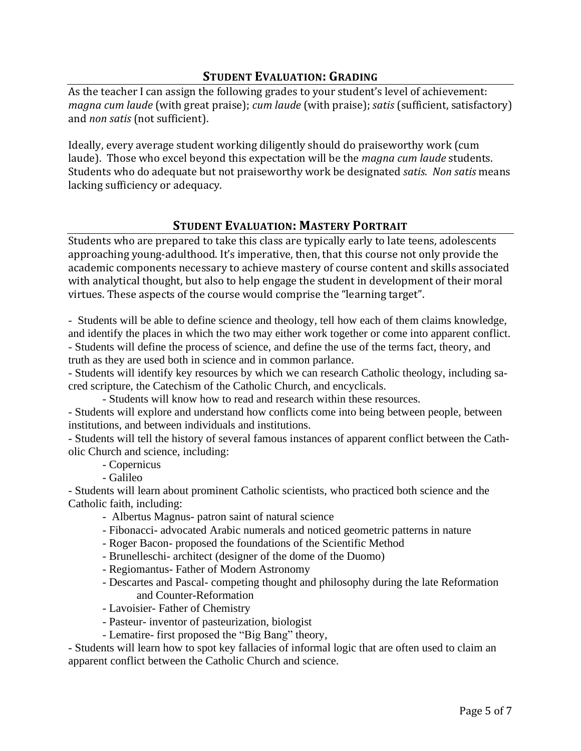## **Student Evaluation: Grading**

As the teacher I can assign the following grades to your student's level of achievement: *magna cum laude* (with great praise); *cum laude* (with praise); *satis* (sufficient, satisfactory) and *non satis* (not sufficient).

Ideally, every average student working diligently should do praiseworthy work (cum laude). Those who excel beyond this expectation will be the *magna cum laude* students. Students who do adequate but not praiseworthy work be designated *satis*. *Non satis* means lacking sufficiency or adequacy.

## **Student Evaluation: Mastery Portrait**

Students who are prepared to take this class are typically early to late teens, adolescents approaching young-adulthood. It's imperative, then, that this course not only provide the academic components necessary to achieve mastery of course content and skills associated with analytical thought, but also to help engage the student in development of their moral virtues. These aspects of the course would comprise the "learning target".

- Students will be able to define science and theology, tell how each of them claims knowledge, and identify the places in which the two may either work together or come into apparent conflict.
- Students will define the process of science, and define the use of the terms fact, theory, and truth as they are used both in science and in common parlance.
- Students will identify key resources by which we can research Catholic theology, including sacred scripture, the Catechism of the Catholic Church, and encyclicals.
    - Students will know how to read and research within these resources.
- Students will explore and understand how conflicts come into being between people, between institutions, and between individuals and institutions.
- Students will tell the history of several famous instances of apparent conflict between the Catholic Church and science, including:
    - Copernicus
    - Galileo
- Students will learn about prominent Catholic scientists, who practiced both science and the Catholic faith, including:
    - Albertus Magnus- patron saint of natural science
    - Fibonacci- advocated Arabic numerals and noticed geometric patterns in nature
    - Roger Bacon- proposed the foundations of the Scientific Method
    - Brunelleschi- architect (designer of the dome of the Duomo)
    - Regiomantus- Father of Modern Astronomy
    - Descartes and Pascal- competing thought and philosophy during the late Reformation and Counter-Reformation
    - Lavoisier- Father of Chemistry
    - Pasteur- inventor of pasteurization, biologist
    - Lematire- first proposed the "Big Bang" theory,
- Students will learn how to spot key fallacies of informal logic that are often used to claim an apparent conflict between the Catholic Church and science.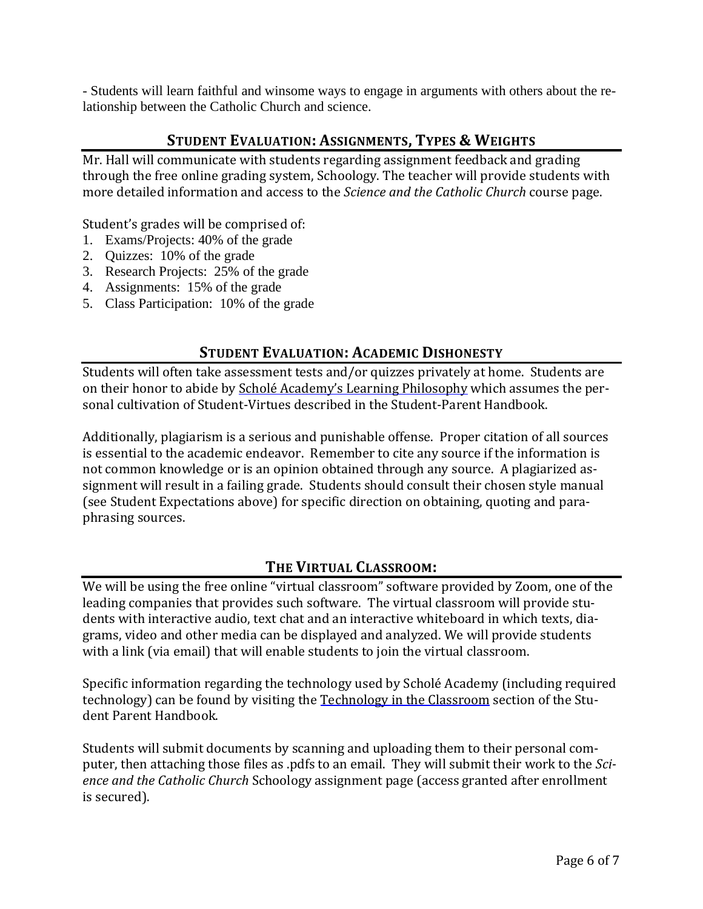- Students will learn faithful and winsome ways to engage in arguments with others about the relationship between the Catholic Church and science.

## STUDENT EVALUATION: ASSIGNMENTS, TYPES & WEIGHTS

Mr. Hall will communicate with students regarding assignment feedback and grading through the free online grading system, Schoology. The teacher will provide students with more detailed information and access to the *Science and the Catholic Church* course page.

Student's grades will be comprised of:

1. Exams/Projects: 40% of the grade
2. Quizzes: 10% of the grade
3. Research Projects: 25% of the grade
4. Assignments: 15% of the grade
5. Class Participation: 10% of the grade

## STUDENT EVALUATION: ACADEMIC DISHONESTY

Students will often take assessment tests and/or quizzes privately at home. Students are on their honor to abide by Scholé Academy's Learning Philosophy which assumes the personal cultivation of Student-Virtues described in the Student-Parent Handbook.

Additionally, plagiarism is a serious and punishable offense. Proper citation of all sources is essential to the academic endeavor. Remember to cite any source if the information is not common knowledge or is an opinion obtained through any source. A plagiarized assignment will result in a failing grade. Students should consult their chosen style manual (see Student Expectations above) for specific direction on obtaining, quoting and paraphrasing sources.

## THE VIRTUAL CLASSROOM:

We will be using the free online "virtual classroom" software provided by Zoom, one of the leading companies that provides such software. The virtual classroom will provide students with interactive audio, text chat and an interactive whiteboard in which texts, diagrams, video and other media can be displayed and analyzed. We will provide students with a link (via email) that will enable students to join the virtual classroom.

Specific information regarding the technology used by Scholé Academy (including required technology) can be found by visiting the Technology in the Classroom section of the Student Parent Handbook.

Students will submit documents by scanning and uploading them to their personal computer, then attaching those files as .pdfs to an email. They will submit their work to the *Science and the Catholic Church* Schoology assignment page (access granted after enrollment is secured).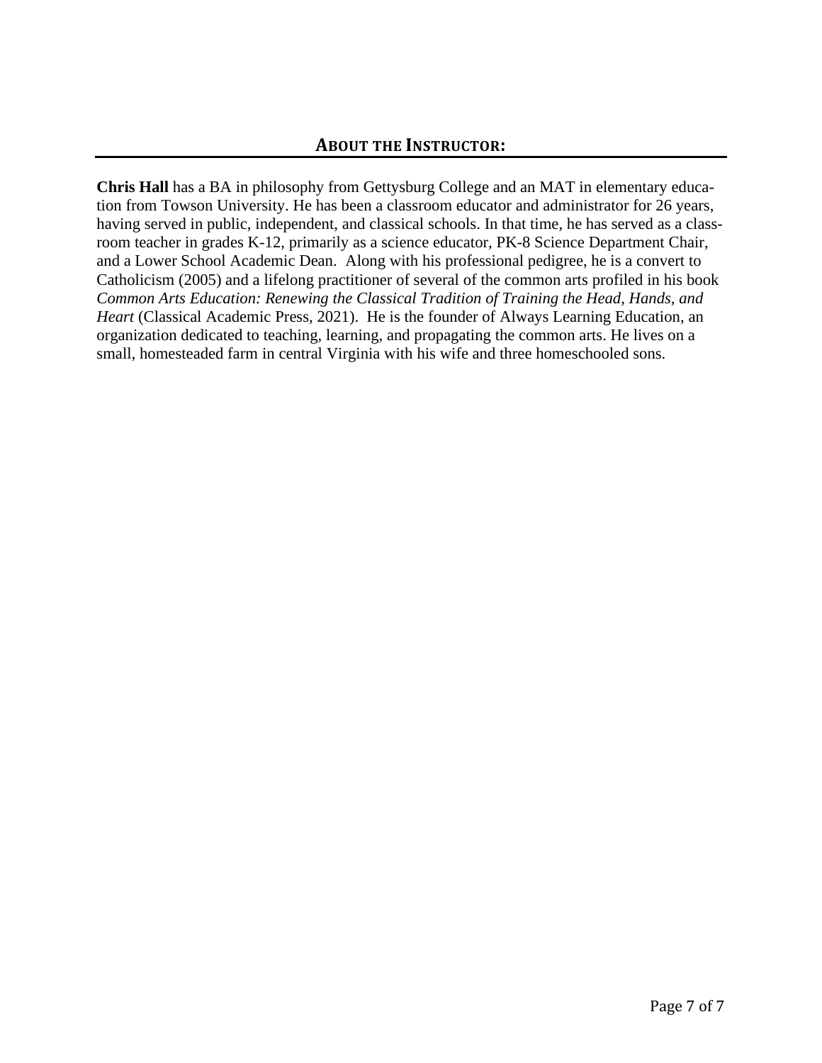## About the Instructor:

**Chris Hall** has a BA in philosophy from Gettysburg College and an MAT in elementary education from Towson University. He has been a classroom educator and administrator for 26 years, having served in public, independent, and classical schools. In that time, he has served as a classroom teacher in grades K-12, primarily as a science educator, PK-8 Science Department Chair, and a Lower School Academic Dean. Along with his professional pedigree, he is a convert to Catholicism (2005) and a lifelong practitioner of several of the common arts profiled in his book *Common Arts Education: Renewing the Classical Tradition of Training the Head, Hands, and Heart* (Classical Academic Press, 2021). He is the founder of Always Learning Education, an organization dedicated to teaching, learning, and propagating the common arts. He lives on a small, homesteaded farm in central Virginia with his wife and three homeschooled sons.